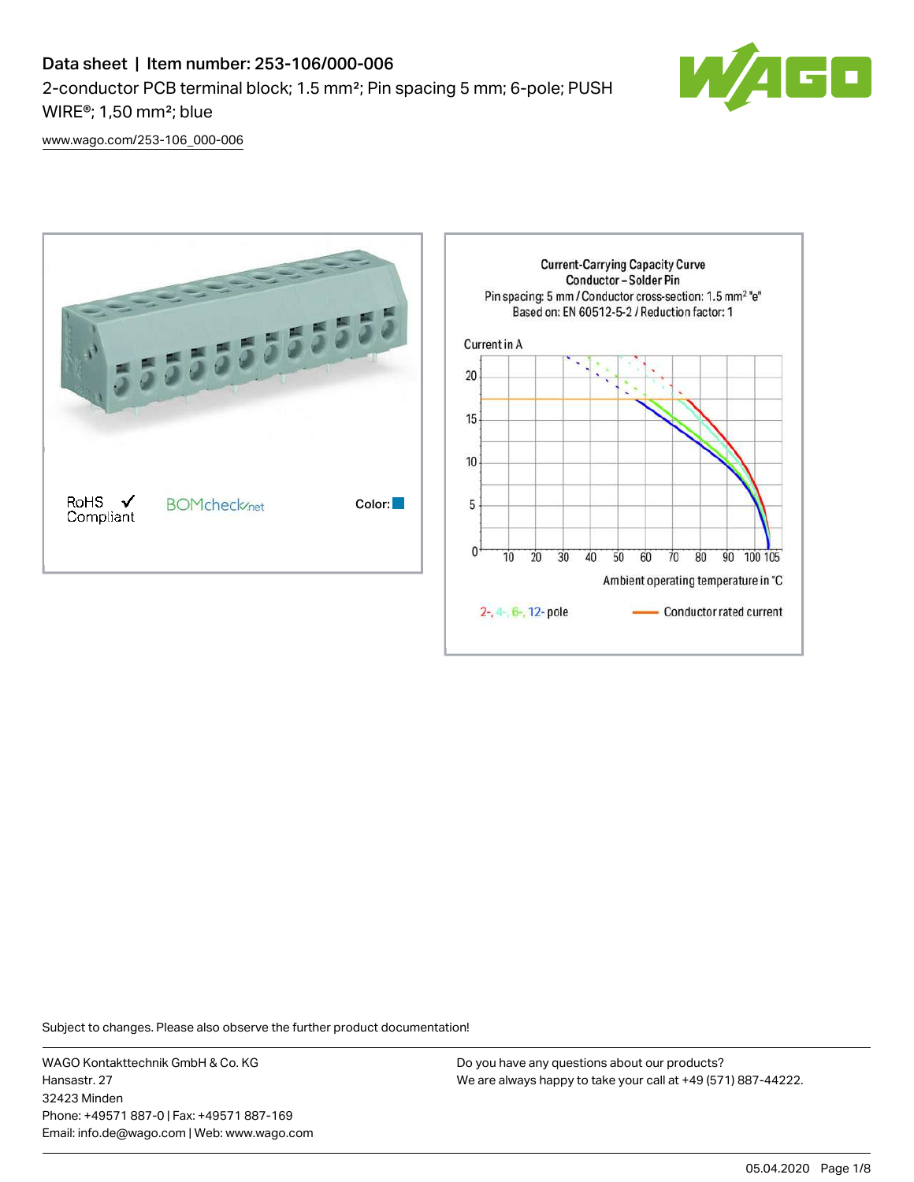# Data sheet | Item number: 253-106/000-006

2-conductor PCB terminal block; 1.5 mm²; Pin spacing 5 mm; 6-pole; PUSH WIRE®; 1,50 mm²; blue

www.wago.com/253-106_000-006

RoHS ✓ Compliant

BOMcheck.net

Color:

**Current-Carrying Capacity Curve**
**Conductor – Solder Pin**
Pin spacing: 5 mm / Conductor cross-section: 1.5 mm² "e"
Based on: EN 60512-5-2 / Reduction factor: 1

Current in A

Ambient operating temperature in °C

2-, 4-, 6-, 12- pole — Conductor rated current

Subject to changes. Please also observe the further product documentation!

WAGO Kontakttechnik GmbH & Co. KG
Hansastr. 27
32423 Minden
Phone: +49571 887-0 | Fax: +49571 887-169
Email: info.de@wago.com | Web: www.wago.com

Do you have any questions about our products?
We are always happy to take your call at +49 (571) 887-44222.

05.04.2020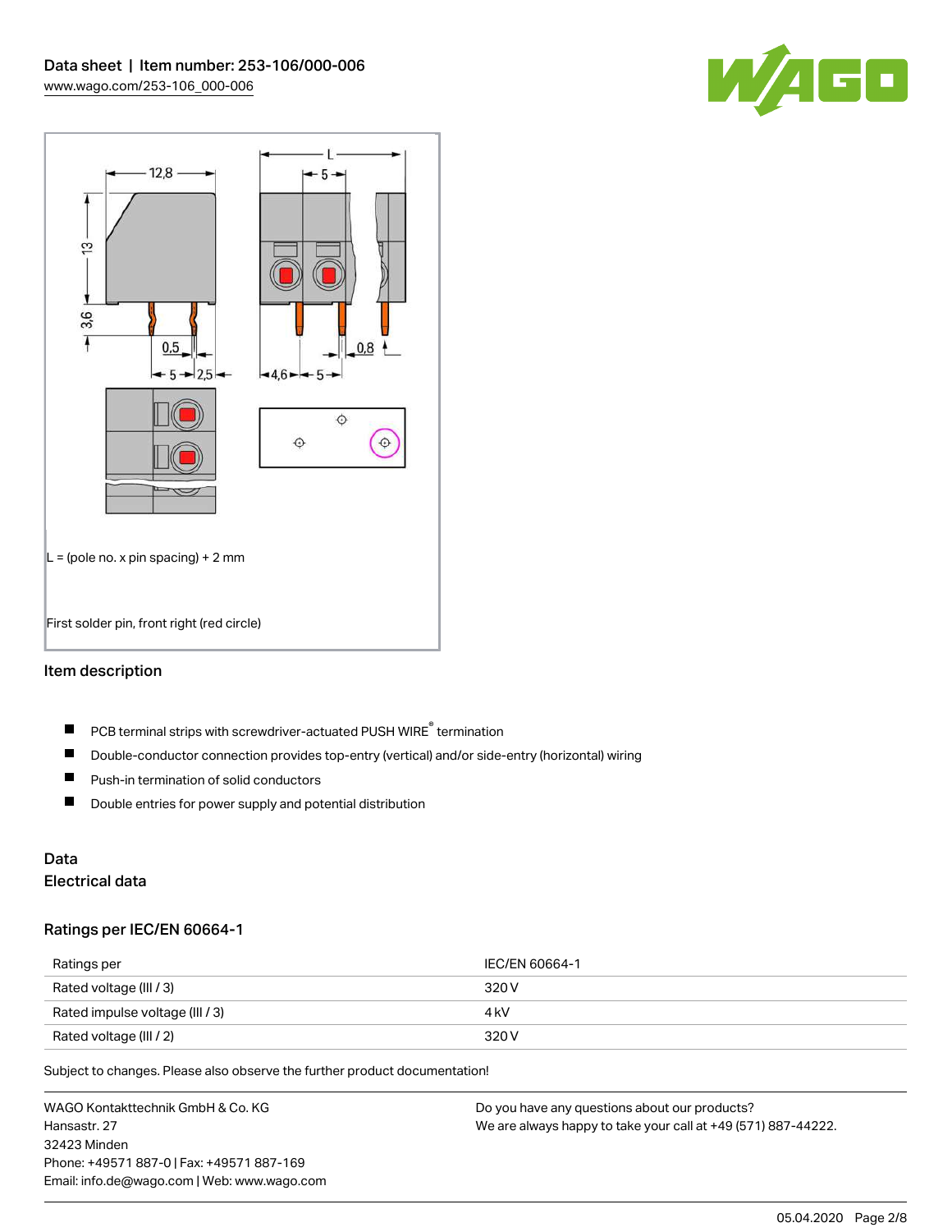L = (pole no. x pin spacing) + 2 mm

First solder pin, front right (red circle)

## Item description

- PCB terminal strips with screwdriver-actuated PUSH WIRE® termination
- Double-conductor connection provides top-entry (vertical) and/or side-entry (horizontal) wiring
- Push-in termination of solid conductors
- Double entries for power supply and potential distribution

## Data

### Electrical data

#### Ratings per IEC/EN 60664-1

| Ratings per | IEC/EN 60664-1 |
|---|---|
| Rated voltage (III / 3) | 320 V |
| Rated impulse voltage (III / 3) | 4 kV |
| Rated voltage (III / 2) | 320 V |

Subject to changes. Please also observe the further product documentation!

WAGO Kontakttechnik GmbH & Co. KG
Hansastr. 27
32423 Minden
Phone: +49571 887-0 | Fax: +49571 887-169
Email: info.de@wago.com | Web: www.wago.com

Do you have any questions about our products?
We are always happy to take your call at +49 (571) 887-44222.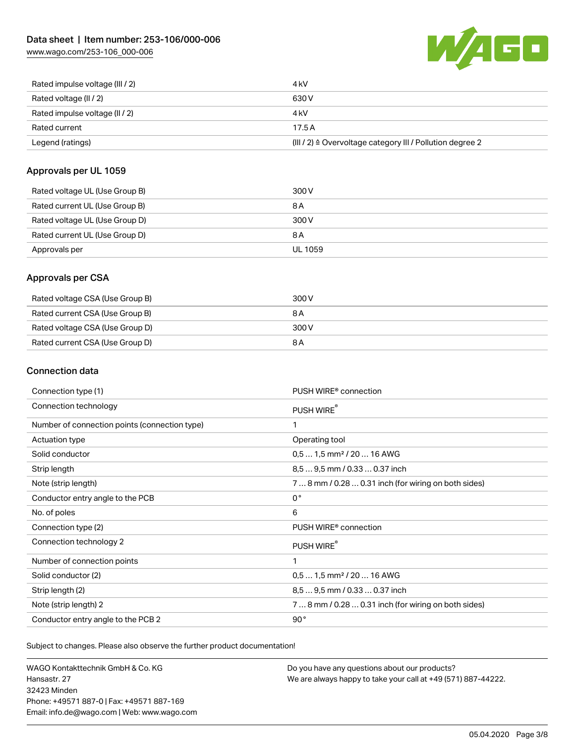| | |
|---|---|
| Rated impulse voltage (III / 2) | 4 kV |
| Rated voltage (II / 2) | 630 V |
| Rated impulse voltage (II / 2) | 4 kV |
| Rated current | 17.5 A |
| Legend (ratings) | (III / 2) ≙ Overvoltage category III / Pollution degree 2 |

## Approvals per UL 1059

| | |
|---|---|
| Rated voltage UL (Use Group B) | 300 V |
| Rated current UL (Use Group B) | 8 A |
| Rated voltage UL (Use Group D) | 300 V |
| Rated current UL (Use Group D) | 8 A |
| Approvals per | UL 1059 |

## Approvals per CSA

| | |
|---|---|
| Rated voltage CSA (Use Group B) | 300 V |
| Rated current CSA (Use Group B) | 8 A |
| Rated voltage CSA (Use Group D) | 300 V |
| Rated current CSA (Use Group D) | 8 A |

## Connection data

| | |
|---|---|
| Connection type (1) | PUSH WIRE® connection |
| Connection technology | PUSH WIRE® |
| Number of connection points (connection type) | 1 |
| Actuation type | Operating tool |
| Solid conductor | 0,5 … 1,5 mm² / 20 … 16 AWG |
| Strip length | 8,5 … 9,5 mm / 0.33 … 0.37 inch |
| Note (strip length) | 7 … 8 mm / 0.28 … 0.31 inch (for wiring on both sides) |
| Conductor entry angle to the PCB | 0 ° |
| No. of poles | 6 |
| Connection type (2) | PUSH WIRE® connection |
| Connection technology 2 | PUSH WIRE® |
| Number of connection points | 1 |
| Solid conductor (2) | 0,5 … 1,5 mm² / 20 … 16 AWG |
| Strip length (2) | 8,5 … 9,5 mm / 0.33 … 0.37 inch |
| Note (strip length) 2 | 7 … 8 mm / 0.28 … 0.31 inch (for wiring on both sides) |
| Conductor entry angle to the PCB 2 | 90 ° |

Subject to changes. Please also observe the further product documentation!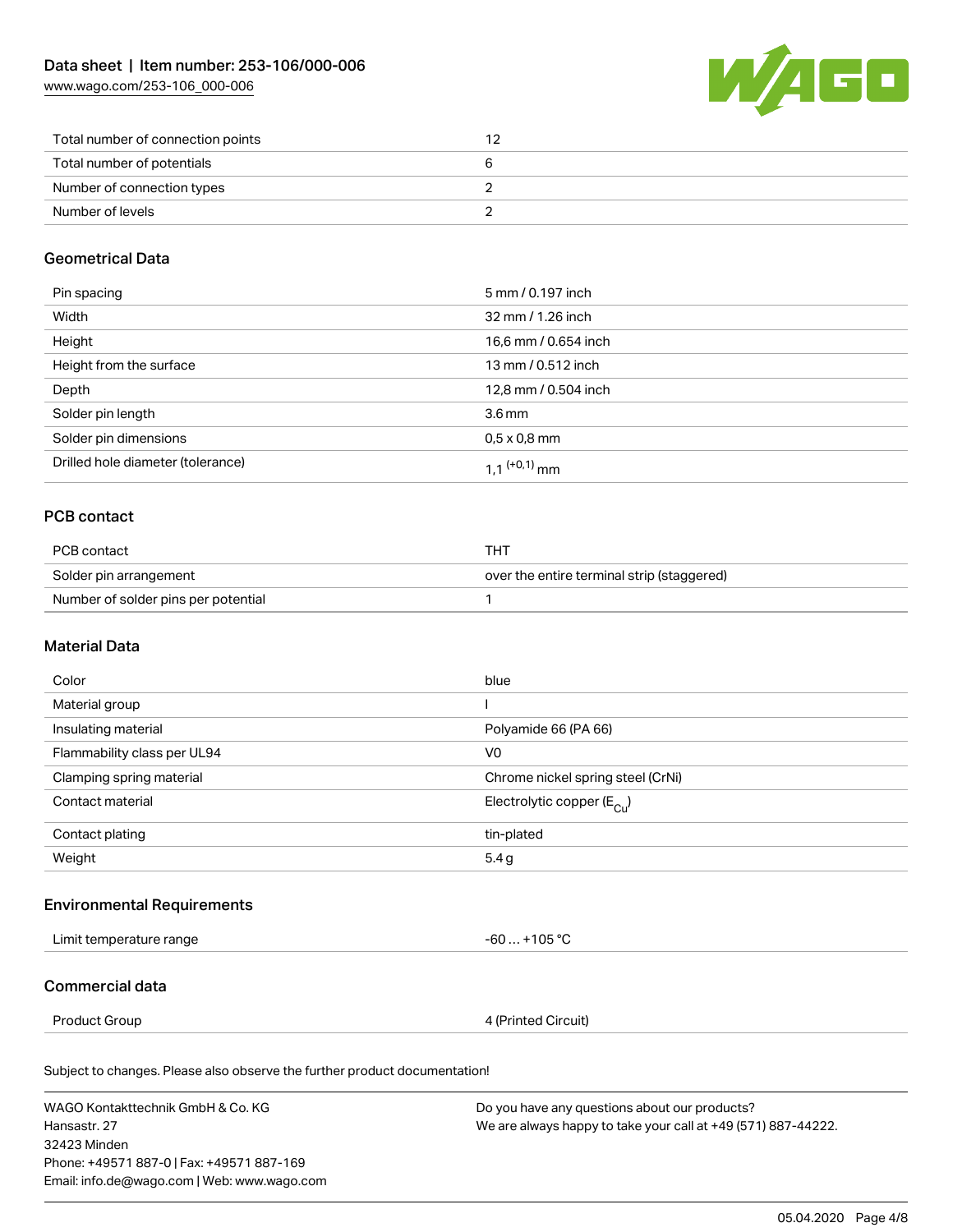| | |
|---|---|
| Total number of connection points | 12 |
| Total number of potentials | 6 |
| Number of connection types | 2 |
| Number of levels | 2 |

## Geometrical Data

| | |
|---|---|
| Pin spacing | 5 mm / 0.197 inch |
| Width | 32 mm / 1.26 inch |
| Height | 16,6 mm / 0.654 inch |
| Height from the surface | 13 mm / 0.512 inch |
| Depth | 12,8 mm / 0.504 inch |
| Solder pin length | 3.6 mm |
| Solder pin dimensions | 0,5 x 0,8 mm |
| Drilled hole diameter (tolerance) | 1,1 $^{(+0,1)}$ mm |

## PCB contact

| | |
|---|---|
| PCB contact | THT |
| Solder pin arrangement | over the entire terminal strip (staggered) |
| Number of solder pins per potential | 1 |

## Material Data

| | |
|---|---|
| Color | blue |
| Material group | I |
| Insulating material | Polyamide 66 (PA 66) |
| Flammability class per UL94 | V0 |
| Clamping spring material | Chrome nickel spring steel (CrNi) |
| Contact material | Electrolytic copper ($E_{Cu}$) |
| Contact plating | tin-plated |
| Weight | 5.4 g |

## Environmental Requirements

| | |
|---|---|
| Limit temperature range | -60 … +105 °C |

## Commercial data

| | |
|---|---|
| Product Group | 4 (Printed Circuit) |

Subject to changes. Please also observe the further product documentation!

WAGO Kontakttechnik GmbH & Co. KG
Hansastr. 27
32423 Minden
Phone: +49571 887-0 | Fax: +49571 887-169
Email: info.de@wago.com | Web: www.wago.com

Do you have any questions about our products?
We are always happy to take your call at +49 (571) 887-44222.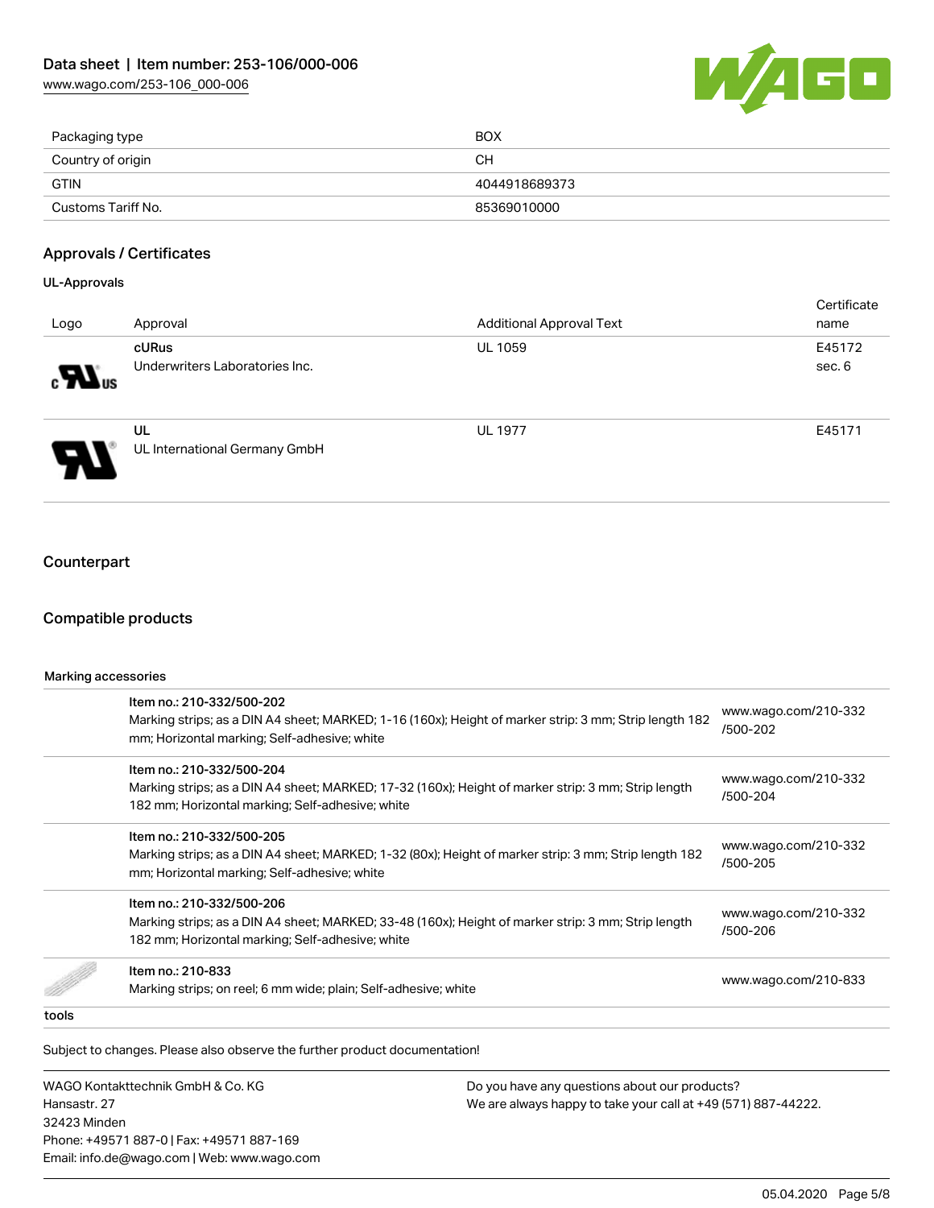| | |
|---|---|
| Packaging type | BOX |
| Country of origin | CH |
| GTIN | 4044918689373 |
| Customs Tariff No. | 85369010000 |

## Approvals / Certificates

### UL-Approvals

| Logo | Approval | Additional Approval Text | Certificate name |
|---|---|---|---|
| | **cURus** Underwriters Laboratories Inc. | UL 1059 | E45172 sec. 6 |
| | **UL** UL International Germany GmbH | UL 1977 | E45171 |

## Counterpart

## Compatible products

### Marking accessories

| | | |
|---|---|---|
| | Item no.: 210-332/500-202 Marking strips; as a DIN A4 sheet; MARKED; 1-16 (160x); Height of marker strip: 3 mm; Strip length 182 mm; Horizontal marking; Self-adhesive; white | www.wago.com/210-332/500-202 |
| | Item no.: 210-332/500-204 Marking strips; as a DIN A4 sheet; MARKED; 17-32 (160x); Height of marker strip: 3 mm; Strip length 182 mm; Horizontal marking; Self-adhesive; white | www.wago.com/210-332/500-204 |
| | Item no.: 210-332/500-205 Marking strips; as a DIN A4 sheet; MARKED; 1-32 (80x); Height of marker strip: 3 mm; Strip length 182 mm; Horizontal marking; Self-adhesive; white | www.wago.com/210-332/500-205 |
| | Item no.: 210-332/500-206 Marking strips; as a DIN A4 sheet; MARKED; 33-48 (160x); Height of marker strip: 3 mm; Strip length 182 mm; Horizontal marking; Self-adhesive; white | www.wago.com/210-332/500-206 |
| | Item no.: 210-833 Marking strips; on reel; 6 mm wide; plain; Self-adhesive; white | www.wago.com/210-833 |

### tools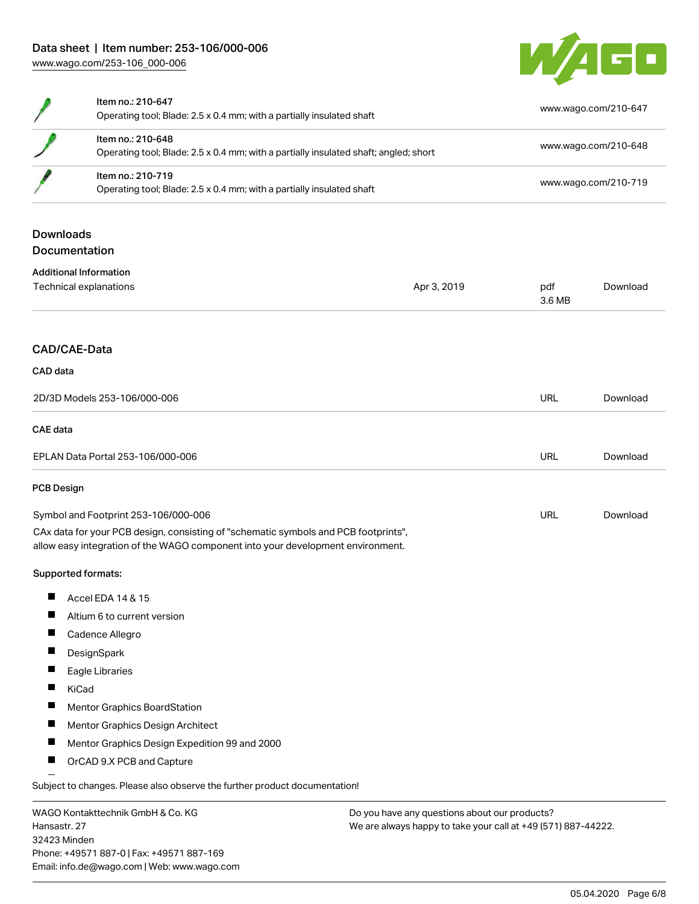| Item | Description | Link |
| --- | --- | --- |
| Item no.: 210-647 | Operating tool; Blade: 2.5 x 0.4 mm; with a partially insulated shaft | www.wago.com/210-647 |
| Item no.: 210-648 | Operating tool; Blade: 2.5 x 0.4 mm; with a partially insulated shaft; angled; short | www.wago.com/210-648 |
| Item no.: 210-719 | Operating tool; Blade: 2.5 x 0.4 mm; with a partially insulated shaft | www.wago.com/210-719 |

## Downloads

### Documentation

**Additional Information**

| | | | |
| --- | --- | --- | --- |
| Technical explanations | Apr 3, 2019 | pdf 3.6 MB | Download |

## CAD/CAE-Data

**CAD data**

| | | |
| --- | --- | --- |
| 2D/3D Models 253-106/000-006 | URL | Download |

**CAE data**

| | | |
| --- | --- | --- |
| EPLAN Data Portal 253-106/000-006 | URL | Download |

**PCB Design**

| | | |
| --- | --- | --- |
| Symbol and Footprint 253-106/000-006 | URL | Download |

CAx data for your PCB design, consisting of "schematic symbols and PCB footprints", allow easy integration of the WAGO component into your development environment.

**Supported formats:**

- Accel EDA 14 & 15
- Altium 6 to current version
- Cadence Allegro
- DesignSpark
- Eagle Libraries
- KiCad
- Mentor Graphics BoardStation
- Mentor Graphics Design Architect
- Mentor Graphics Design Expedition 99 and 2000
- OrCAD 9.X PCB and Capture

Subject to changes. Please also observe the further product documentation!

WAGO Kontakttechnik GmbH & Co. KG
Hansastr. 27
32423 Minden
Phone: +49571 887-0 | Fax: +49571 887-169
Email: info.de@wago.com | Web: www.wago.com

Do you have any questions about our products?
We are always happy to take your call at +49 (571) 887-44222.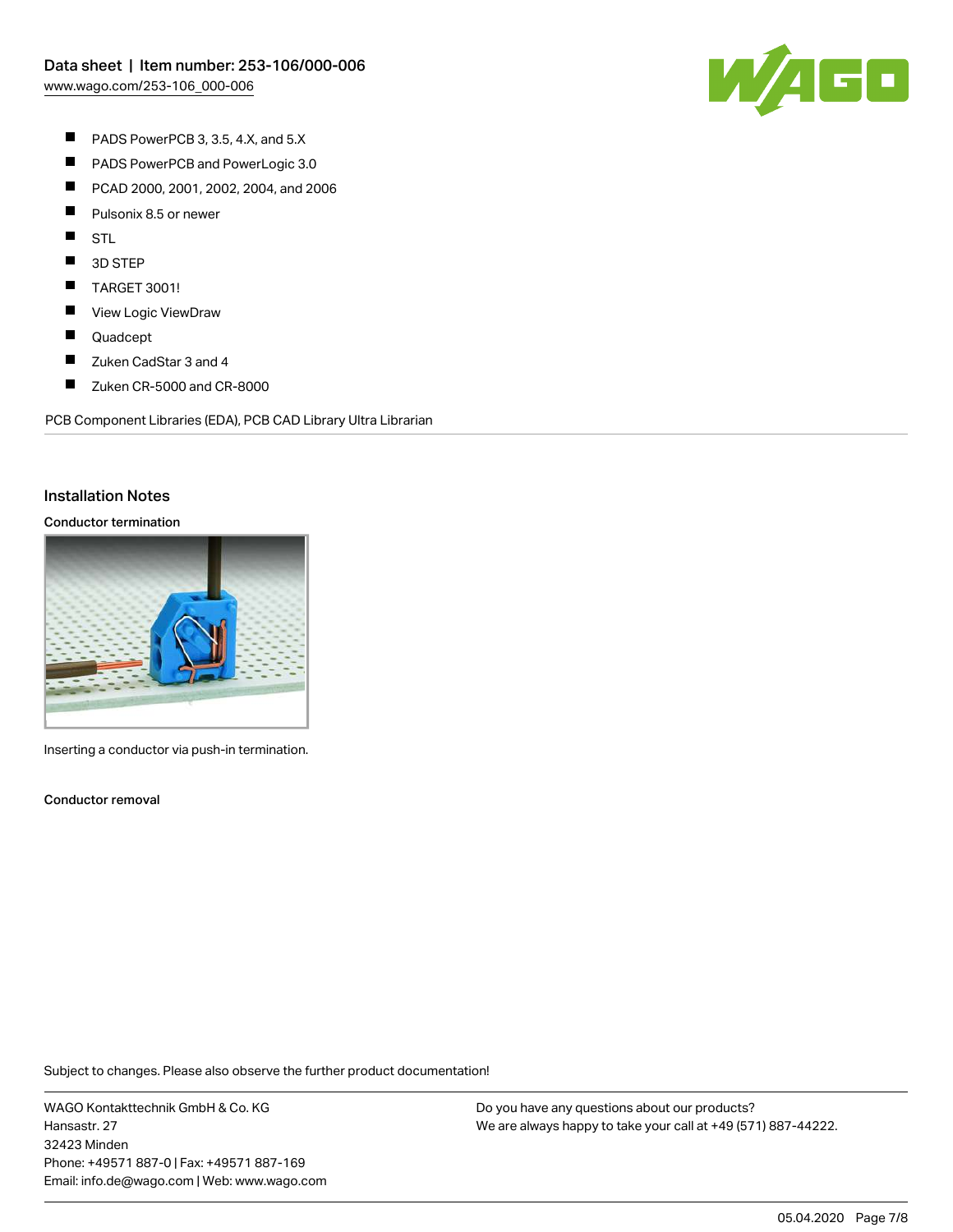- PADS PowerPCB 3, 3.5, 4.X, and 5.X
- PADS PowerPCB and PowerLogic 3.0
- PCAD 2000, 2001, 2002, 2004, and 2006
- Pulsonix 8.5 or newer
- STL
- 3D STEP
- TARGET 3001!
- View Logic ViewDraw
- Quadcept
- Zuken CadStar 3 and 4
- Zuken CR-5000 and CR-8000

PCB Component Libraries (EDA), PCB CAD Library Ultra Librarian

## Installation Notes

### Conductor termination

Inserting a conductor via push-in termination.

### Conductor removal

Subject to changes. Please also observe the further product documentation!

WAGO Kontakttechnik GmbH & Co. KG
Hansastr. 27
32423 Minden
Phone: +49571 887-0 | Fax: +49571 887-169
Email: info.de@wago.com | Web: www.wago.com

Do you have any questions about our products?
We are always happy to take your call at +49 (571) 887-44222.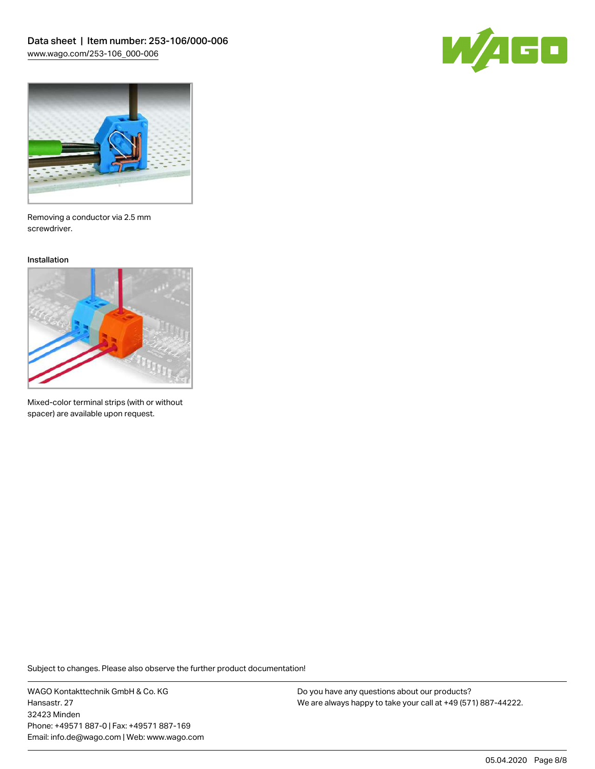Removing a conductor via 2.5 mm screwdriver.

Installation

Mixed-color terminal strips (with or without spacer) are available upon request.

Subject to changes. Please also observe the further product documentation!

WAGO Kontakttechnik GmbH & Co. KG
Hansastr. 27
32423 Minden
Phone: +49571 887-0 | Fax: +49571 887-169
Email: info.de@wago.com | Web: www.wago.com

Do you have any questions about our products?
We are always happy to take your call at +49 (571) 887-44222.